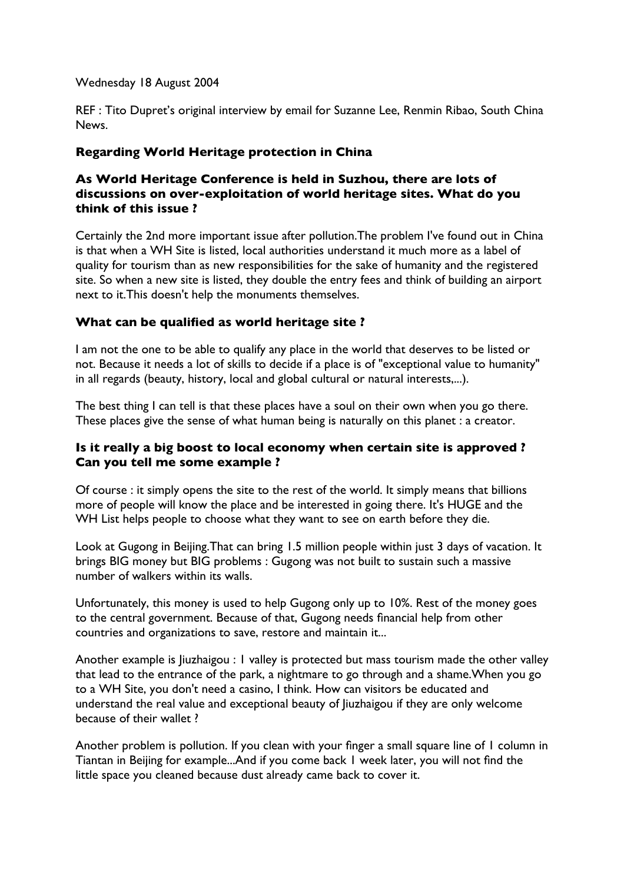Wednesday 18 August 2004

REF : Tito Dupret's original interview by email for Suzanne Lee, Renmin Ribao, South China News.

### Regarding World Heritage protection in China

### As World Heritage Conference is held in Suzhou, there are lots of discussions on over-exploitation of world heritage sites. What do you think of this issue ?

Certainly the 2nd more important issue after pollution.The problem I've found out in China is that when a WH Site is listed, local authorities understand it much more as a label of quality for tourism than as new responsibilities for the sake of humanity and the registered site. So when a new site is listed, they double the entry fees and think of building an airport next to it.This doesn't help the monuments themselves.

### What can be qualified as world heritage site ?

I am not the one to be able to qualify any place in the world that deserves to be listed or not. Because it needs a lot of skills to decide if a place is of "exceptional value to humanity" in all regards (beauty, history, local and global cultural or natural interests,...).

The best thing I can tell is that these places have a soul on their own when you go there. These places give the sense of what human being is naturally on this planet : a creator.

### Is it really a big boost to local economy when certain site is approved ? Can you tell me some example ?

Of course : it simply opens the site to the rest of the world. It simply means that billions more of people will know the place and be interested in going there. It's HUGE and the WH List helps people to choose what they want to see on earth before they die.

Look at Gugong in Beijing.That can bring 1.5 million people within just 3 days of vacation. It brings BIG money but BIG problems : Gugong was not built to sustain such a massive number of walkers within its walls.

Unfortunately, this money is used to help Gugong only up to 10%. Rest of the money goes to the central government. Because of that, Gugong needs financial help from other countries and organizations to save, restore and maintain it...

Another example is Jiuzhaigou : 1 valley is protected but mass tourism made the other valley that lead to the entrance of the park, a nightmare to go through and a shame.When you go to a WH Site, you don't need a casino, I think. How can visitors be educated and understand the real value and exceptional beauty of Jiuzhaigou if they are only welcome because of their wallet ?

Another problem is pollution. If you clean with your finger a small square line of 1 column in Tiantan in Beijing for example...And if you come back 1 week later, you will not find the little space you cleaned because dust already came back to cover it.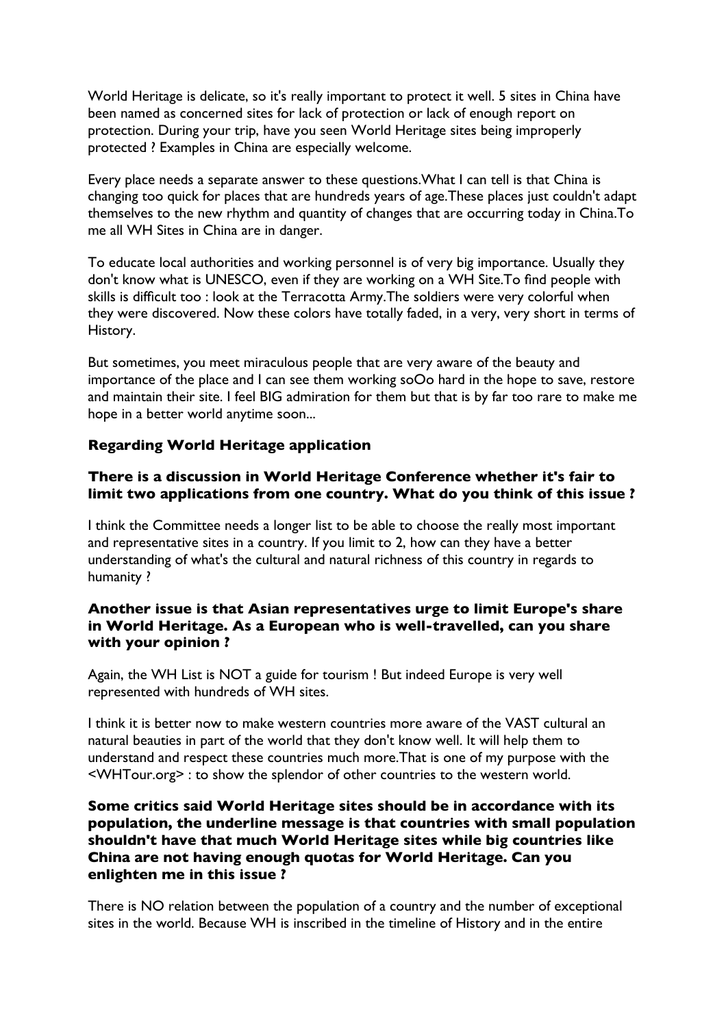World Heritage is delicate, so it's really important to protect it well. 5 sites in China have been named as concerned sites for lack of protection or lack of enough report on protection. During your trip, have you seen World Heritage sites being improperly protected ? Examples in China are especially welcome.

Every place needs a separate answer to these questions.What I can tell is that China is changing too quick for places that are hundreds years of age.These places just couldn't adapt themselves to the new rhythm and quantity of changes that are occurring today in China.To me all WH Sites in China are in danger.

To educate local authorities and working personnel is of very big importance. Usually they don't know what is UNESCO, even if they are working on a WH Site.To find people with skills is difficult too : look at the Terracotta Army.The soldiers were very colorful when they were discovered. Now these colors have totally faded, in a very, very short in terms of History.

But sometimes, you meet miraculous people that are very aware of the beauty and importance of the place and I can see them working soOo hard in the hope to save, restore and maintain their site. I feel BIG admiration for them but that is by far too rare to make me hope in a better world anytime soon...

**Regarding World Heritage application**

**There is a discussion in World Heritage Conference whether it's fair to limit two applications from one country. What do you think of this issue ?**

I think the Committee needs a longer list to be able to choose the really most important and representative sites in a country. If you limit to 2, how can they have a better understanding of what's the cultural and natural richness of this country in regards to humanity ?

**Another issue is that Asian representatives urge to limit Europe's share in World Heritage. As a European who is well-travelled, can you share with your opinion ?**

Again, the WH List is NOT a guide for tourism ! But indeed Europe is very well represented with hundreds of WH sites.

I think it is better now to make western countries more aware of the VAST cultural an natural beauties in part of the world that they don't know well. It will help them to understand and respect these countries much more.That is one of my purpose with the <WHTour.org> : to show the splendor of other countries to the western world.

**Some critics said World Heritage sites should be in accordance with its population, the underline message is that countries with small population shouldn't have that much World Heritage sites while big countries like China are not having enough quotas for World Heritage. Can you enlighten me in this issue ?**

There is NO relation between the population of a country and the number of exceptional sites in the world. Because WH is inscribed in the timeline of History and in the entire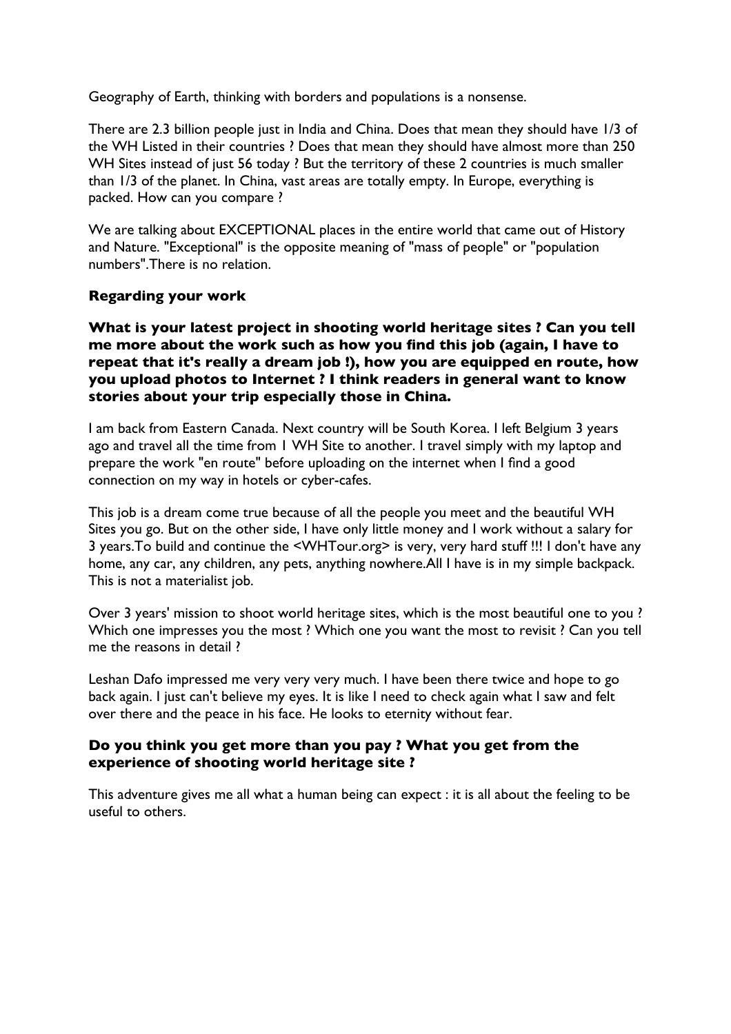Geography of Earth, thinking with borders and populations is a nonsense.

There are 2.3 billion people just in India and China. Does that mean they should have 1/3 of the WH Listed in their countries ? Does that mean they should have almost more than 250 WH Sites instead of just 56 today ? But the territory of these 2 countries is much smaller than 1/3 of the planet. In China, vast areas are totally empty. In Europe, everything is packed. How can you compare ?

We are talking about EXCEPTIONAL places in the entire world that came out of History and Nature. "Exceptional" is the opposite meaning of "mass of people" or "population numbers".There is no relation.

**Regarding your work**

**What is your latest project in shooting world heritage sites ? Can you tell me more about the work such as how you find this job (again, I have to repeat that it's really a dream job !), how you are equipped en route, how you upload photos to Internet ? I think readers in general want to know stories about your trip especially those in China.**

I am back from Eastern Canada. Next country will be South Korea. I left Belgium 3 years ago and travel all the time from 1 WH Site to another. I travel simply with my laptop and prepare the work "en route" before uploading on the internet when I find a good connection on my way in hotels or cyber-cafes.

This job is a dream come true because of all the people you meet and the beautiful WH Sites you go. But on the other side, I have only little money and I work without a salary for 3 years.To build and continue the <WHTour.org> is very, very hard stuff !!! I don't have any home, any car, any children, any pets, anything nowhere.All I have is in my simple backpack. This is not a materialist job.

Over 3 years' mission to shoot world heritage sites, which is the most beautiful one to you ? Which one impresses you the most ? Which one you want the most to revisit ? Can you tell me the reasons in detail ?

Leshan Dafo impressed me very very very much. I have been there twice and hope to go back again. I just can't believe my eyes. It is like I need to check again what I saw and felt over there and the peace in his face. He looks to eternity without fear.

**Do you think you get more than you pay ? What you get from the experience of shooting world heritage site ?**

This adventure gives me all what a human being can expect : it is all about the feeling to be useful to others.